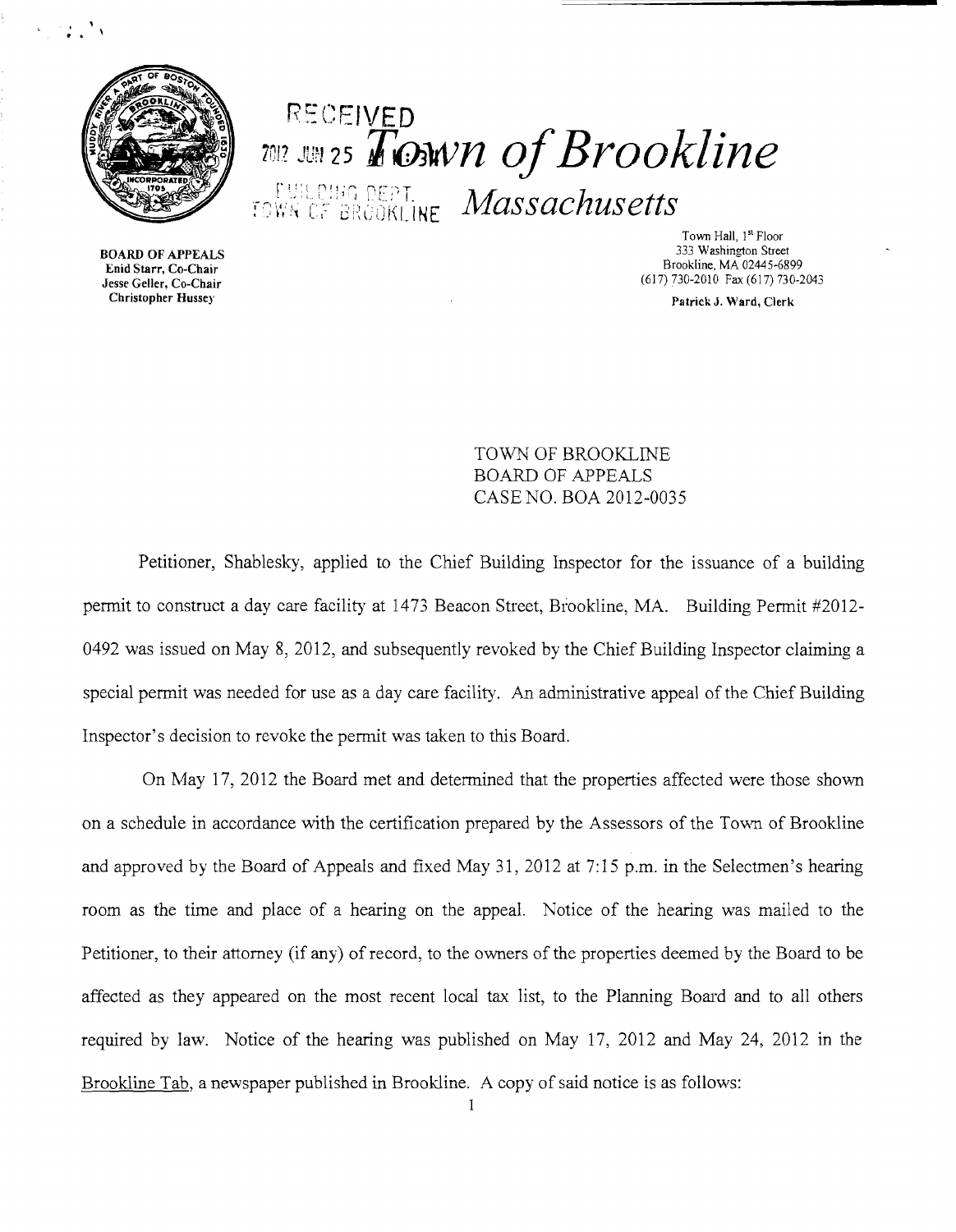RECEIVED 2012 JUN 25 

# Town of Brookline

## Massachusetts

BUILDING DEPT. TOWN OF BROOKLINE

BOARD OF APPEALS
Enid Starr, Co-Chair
Jesse Geller, Co-Chair
Christopher Hussey

Town Hall, 1st Floor
333 Washington Street
Brookline, MA 02445-6899
(617) 730-2010 Fax (617) 730-2043
Patrick J. Ward, Clerk

TOWN OF BROOKLINE
BOARD OF APPEALS
CASE NO. BOA 2012-0035

Petitioner, Shablesky, applied to the Chief Building Inspector for the issuance of a building permit to construct a day care facility at 1473 Beacon Street, Brookline, MA. Building Permit #2012-0492 was issued on May 8, 2012, and subsequently revoked by the Chief Building Inspector claiming a special permit was needed for use as a day care facility. An administrative appeal of the Chief Building Inspector's decision to revoke the permit was taken to this Board.

On May 17, 2012 the Board met and determined that the properties affected were those shown on a schedule in accordance with the certification prepared by the Assessors of the Town of Brookline and approved by the Board of Appeals and fixed May 31, 2012 at 7:15 p.m. in the Selectmen's hearing room as the time and place of a hearing on the appeal. Notice of the hearing was mailed to the Petitioner, to their attorney (if any) of record, to the owners of the properties deemed by the Board to be affected as they appeared on the most recent local tax list, to the Planning Board and to all others required by law. Notice of the hearing was published on May 17, 2012 and May 24, 2012 in the Brookline Tab, a newspaper published in Brookline. A copy of said notice is as follows: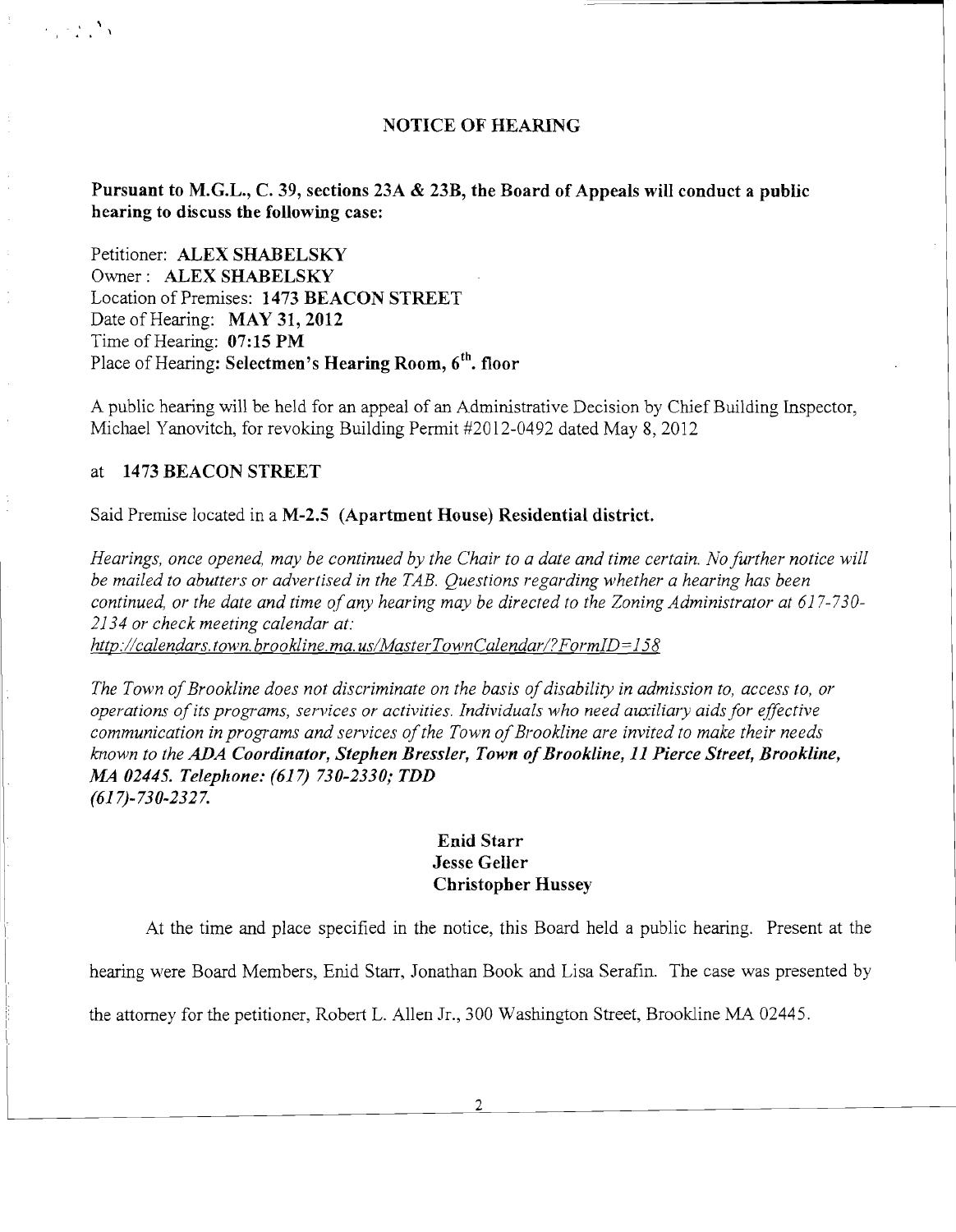## NOTICE OF HEARING

**Pursuant to M.G.L., C. 39, sections 23A & 23B, the Board of Appeals will conduct a public hearing to discuss the following case:**

Petitioner: **ALEX SHABELSKY**
Owner : **ALEX SHABELSKY**
Location of Premises: **1473 BEACON STREET**
Date of Hearing: **MAY 31, 2012**
Time of Hearing: **07:15 PM**
Place of Hearing: **Selectmen's Hearing Room, 6th. floor**

A public hearing will be held for an appeal of an Administrative Decision by Chief Building Inspector, Michael Yanovitch, for revoking Building Permit #2012-0492 dated May 8, 2012

at **1473 BEACON STREET**

Said Premise located in a **M-2.5 (Apartment House) Residential district.**

*Hearings, once opened, may be continued by the Chair to a date and time certain. No further notice will be mailed to abutters or advertised in the TAB. Questions regarding whether a hearing has been continued, or the date and time of any hearing may be directed to the Zoning Administrator at 617-730-2134 or check meeting calendar at:*
*http://calendars.town.brookline.ma.us/MasterTownCalendar/?FormID=158*

*The Town of Brookline does not discriminate on the basis of disability in admission to, access to, or operations of its programs, services or activities. Individuals who need auxiliary aids for effective communication in programs and services of the Town of Brookline are invited to make their needs known to the* ***ADA Coordinator, Stephen Bressler, Town of Brookline, 11 Pierce Street, Brookline, MA 02445. Telephone: (617) 730-2330; TDD (617)-730-2327.***

**Enid Starr**
**Jesse Geller**
**Christopher Hussey**

At the time and place specified in the notice, this Board held a public hearing. Present at the hearing were Board Members, Enid Starr, Jonathan Book and Lisa Serafin. The case was presented by the attorney for the petitioner, Robert L. Allen Jr., 300 Washington Street, Brookline MA 02445.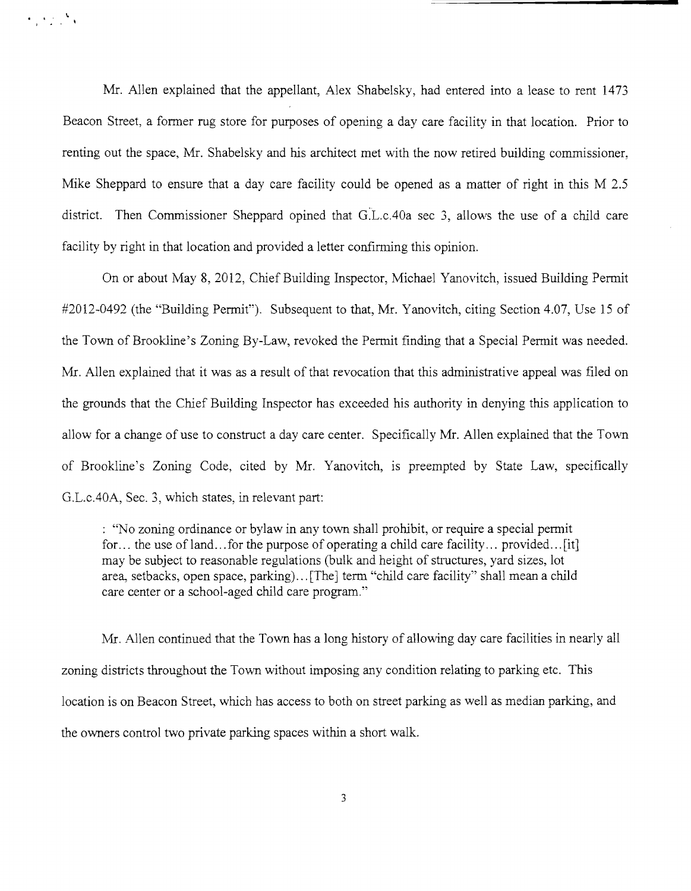Mr. Allen explained that the appellant, Alex Shabelsky, had entered into a lease to rent 1473 Beacon Street, a former rug store for purposes of opening a day care facility in that location. Prior to renting out the space, Mr. Shabelsky and his architect met with the now retired building commissioner, Mike Sheppard to ensure that a day care facility could be opened as a matter of right in this M 2.5 district. Then Commissioner Sheppard opined that G.L.c.40a sec 3, allows the use of a child care facility by right in that location and provided a letter confirming this opinion.

On or about May 8, 2012, Chief Building Inspector, Michael Yanovitch, issued Building Permit #2012-0492 (the "Building Permit"). Subsequent to that, Mr. Yanovitch, citing Section 4.07, Use 15 of the Town of Brookline's Zoning By-Law, revoked the Permit finding that a Special Permit was needed. Mr. Allen explained that it was as a result of that revocation that this administrative appeal was filed on the grounds that the Chief Building Inspector has exceeded his authority in denying this application to allow for a change of use to construct a day care center. Specifically Mr. Allen explained that the Town of Brookline's Zoning Code, cited by Mr. Yanovitch, is preempted by State Law, specifically G.L.c.40A, Sec. 3, which states, in relevant part:

> : "No zoning ordinance or bylaw in any town shall prohibit, or require a special permit for… the use of land…for the purpose of operating a child care facility… provided…[it] may be subject to reasonable regulations (bulk and height of structures, yard sizes, lot area, setbacks, open space, parking)…[The] term "child care facility" shall mean a child care center or a school-aged child care program."

Mr. Allen continued that the Town has a long history of allowing day care facilities in nearly all zoning districts throughout the Town without imposing any condition relating to parking etc. This location is on Beacon Street, which has access to both on street parking as well as median parking, and the owners control two private parking spaces within a short walk.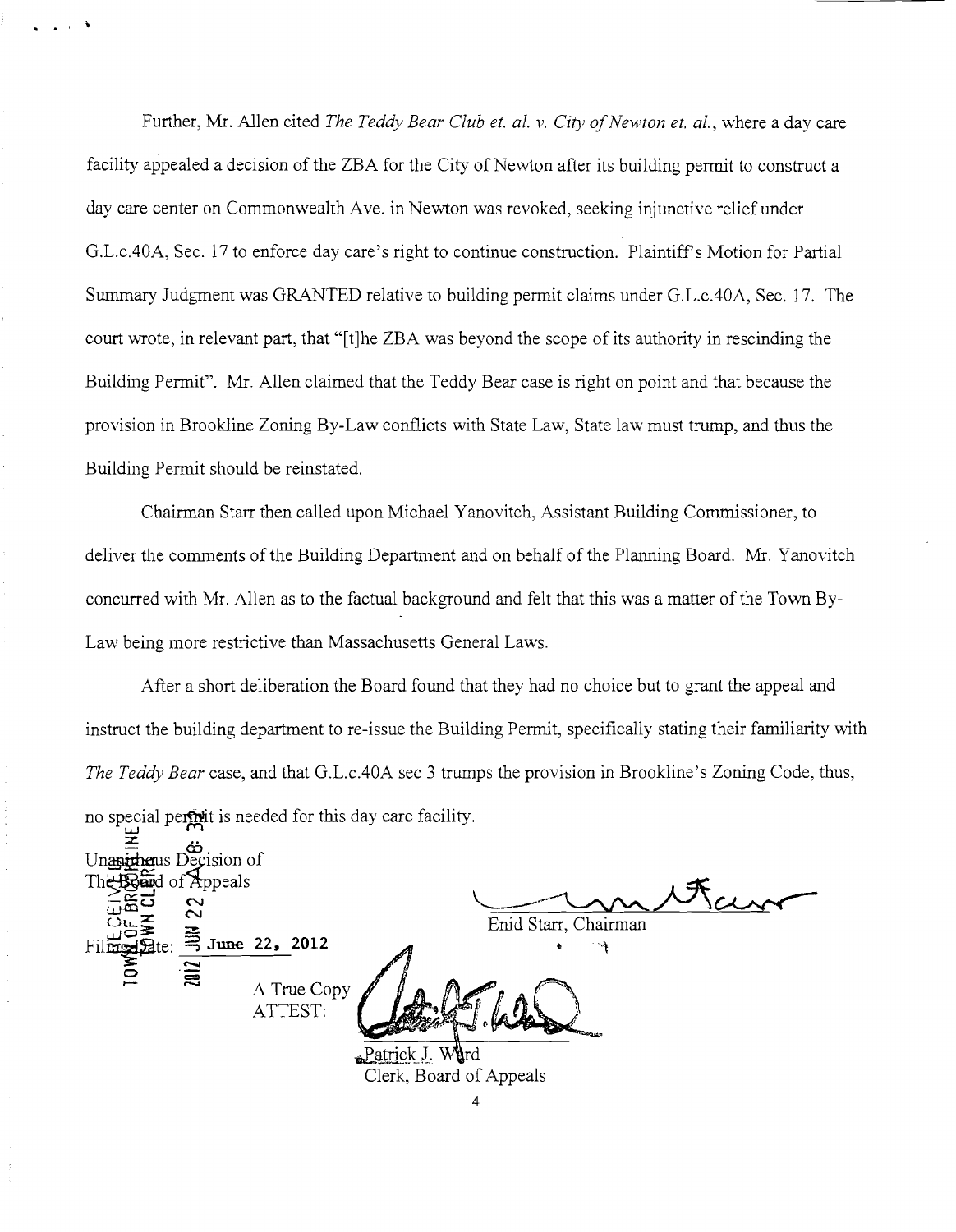Further, Mr. Allen cited *The Teddy Bear Club et. al. v. City of Newton et. al.*, where a day care facility appealed a decision of the ZBA for the City of Newton after its building permit to construct a day care center on Commonwealth Ave. in Newton was revoked, seeking injunctive relief under G.L.c.40A, Sec. 17 to enforce day care's right to continue construction. Plaintiff's Motion for Partial Summary Judgment was GRANTED relative to building permit claims under G.L.c.40A, Sec. 17. The court wrote, in relevant part, that "[t]he ZBA was beyond the scope of its authority in rescinding the Building Permit". Mr. Allen claimed that the Teddy Bear case is right on point and that because the provision in Brookline Zoning By-Law conflicts with State Law, State law must trump, and thus the Building Permit should be reinstated.

Chairman Starr then called upon Michael Yanovitch, Assistant Building Commissioner, to deliver the comments of the Building Department and on behalf of the Planning Board. Mr. Yanovitch concurred with Mr. Allen as to the factual background and felt that this was a matter of the Town By-Law being more restrictive than Massachusetts General Laws.

After a short deliberation the Board found that they had no choice but to grant the appeal and instruct the building department to re-issue the Building Permit, specifically stating their familiarity with *The Teddy Bear* case, and that G.L.c.40A sec 3 trumps the provision in Brookline's Zoning Code, thus, no special permit is needed for this day care facility.

Unanimous Decision of
The Board of Appeals

Enid Starr, Chairman

Filing Date: June 22, 2012

RECEIVED
TOWN OF BROOKLINE
TOWN CLERK
2012 JUN 22 A 8:33

A True Copy
ATTEST:

Patrick J. Ward
Clerk, Board of Appeals